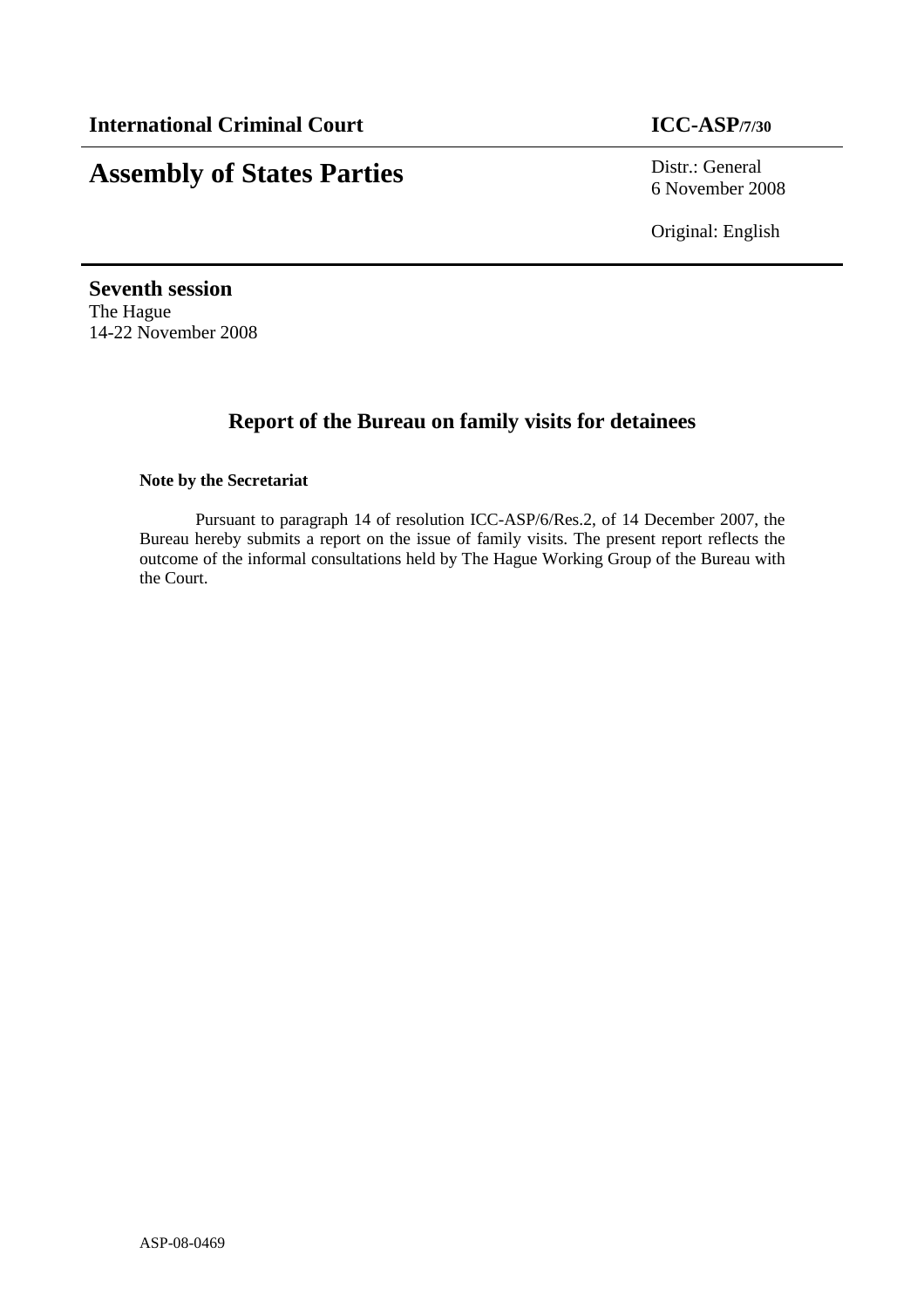**International Criminal Court** **ICC-ASP/7/30**

# Assembly of States Parties

Distr.: General
6 November 2008

Original: English

**Seventh session**
The Hague
14-22 November 2008

## Report of the Bureau on family visits for detainees

**Note by the Secretariat**

Pursuant to paragraph 14 of resolution ICC-ASP/6/Res.2, of 14 December 2007, the Bureau hereby submits a report on the issue of family visits. The present report reflects the outcome of the informal consultations held by The Hague Working Group of the Bureau with the Court.

ASP-08-0469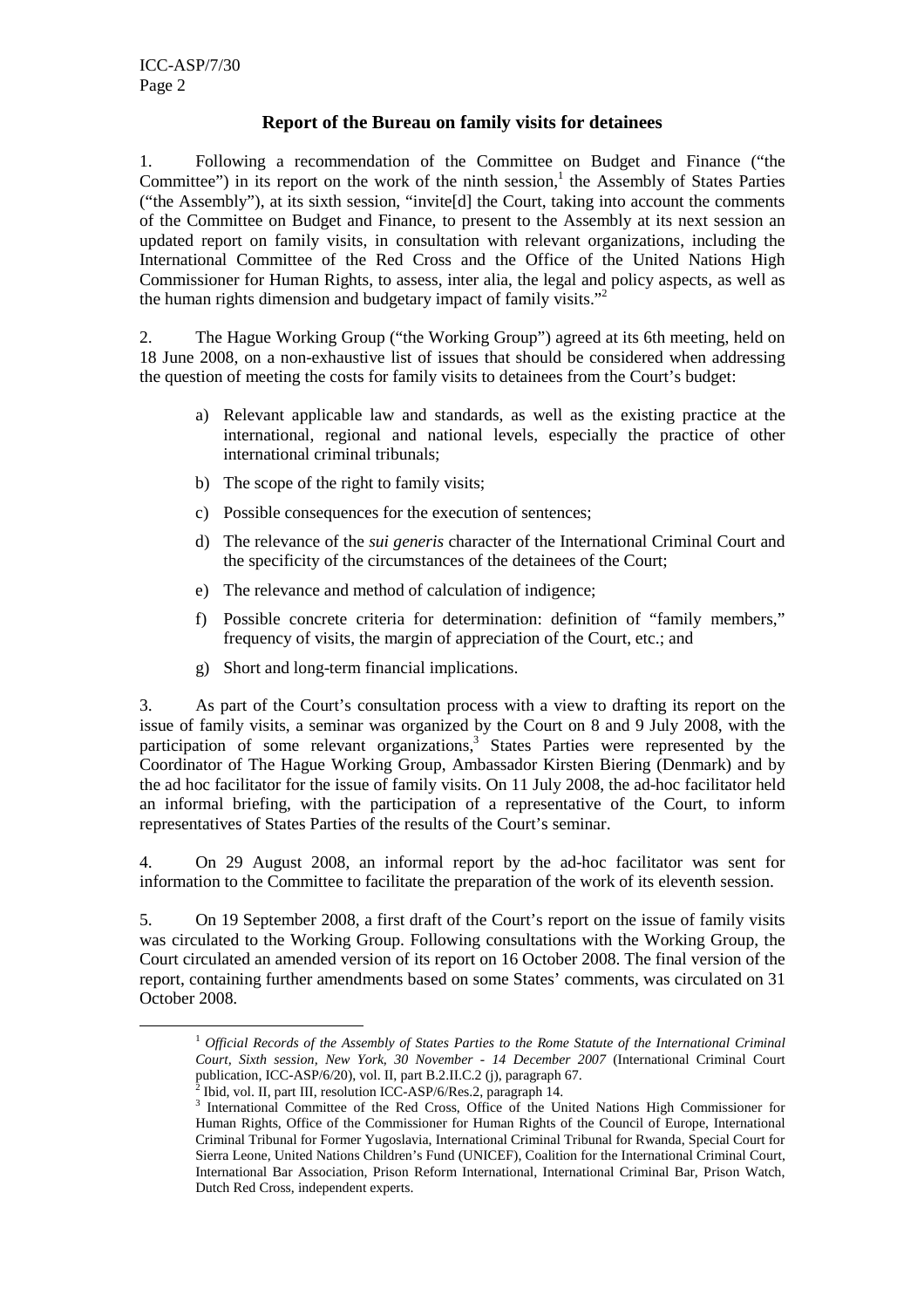## Report of the Bureau on family visits for detainees

1. Following a recommendation of the Committee on Budget and Finance ("the Committee") in its report on the work of the ninth session,[1] the Assembly of States Parties ("the Assembly"), at its sixth session, "invite[d] the Court, taking into account the comments of the Committee on Budget and Finance, to present to the Assembly at its next session an updated report on family visits, in consultation with relevant organizations, including the International Committee of the Red Cross and the Office of the United Nations High Commissioner for Human Rights, to assess, inter alia, the legal and policy aspects, as well as the human rights dimension and budgetary impact of family visits."[2]

2. The Hague Working Group ("the Working Group") agreed at its 6th meeting, held on 18 June 2008, on a non-exhaustive list of issues that should be considered when addressing the question of meeting the costs for family visits to detainees from the Court's budget:

   a) Relevant applicable law and standards, as well as the existing practice at the international, regional and national levels, especially the practice of other international criminal tribunals;

   b) The scope of the right to family visits;

   c) Possible consequences for the execution of sentences;

   d) The relevance of the *sui generis* character of the International Criminal Court and the specificity of the circumstances of the detainees of the Court;

   e) The relevance and method of calculation of indigence;

   f) Possible concrete criteria for determination: definition of "family members," frequency of visits, the margin of appreciation of the Court, etc.; and

   g) Short and long-term financial implications.

3. As part of the Court's consultation process with a view to drafting its report on the issue of family visits, a seminar was organized by the Court on 8 and 9 July 2008, with the participation of some relevant organizations,[3] States Parties were represented by the Coordinator of The Hague Working Group, Ambassador Kirsten Biering (Denmark) and by the ad hoc facilitator for the issue of family visits. On 11 July 2008, the ad-hoc facilitator held an informal briefing, with the participation of a representative of the Court, to inform representatives of States Parties of the results of the Court's seminar.

4. On 29 August 2008, an informal report by the ad-hoc facilitator was sent for information to the Committee to facilitate the preparation of the work of its eleventh session.

5. On 19 September 2008, a first draft of the Court's report on the issue of family visits was circulated to the Working Group. Following consultations with the Working Group, the Court circulated an amended version of its report on 16 October 2008. The final version of the report, containing further amendments based on some States' comments, was circulated on 31 October 2008.

---

[1] *Official Records of the Assembly of States Parties to the Rome Statute of the International Criminal Court, Sixth session, New York, 30 November - 14 December 2007* (International Criminal Court publication, ICC-ASP/6/20), vol. II, part B.2.II.C.2 (j), paragraph 67.

[2] Ibid, vol. II, part III, resolution ICC-ASP/6/Res.2, paragraph 14.

[3] International Committee of the Red Cross, Office of the United Nations High Commissioner for Human Rights, Office of the Commissioner for Human Rights of the Council of Europe, International Criminal Tribunal for Former Yugoslavia, International Criminal Tribunal for Rwanda, Special Court for Sierra Leone, United Nations Children's Fund (UNICEF), Coalition for the International Criminal Court, International Bar Association, Prison Reform International, International Criminal Bar, Prison Watch, Dutch Red Cross, independent experts.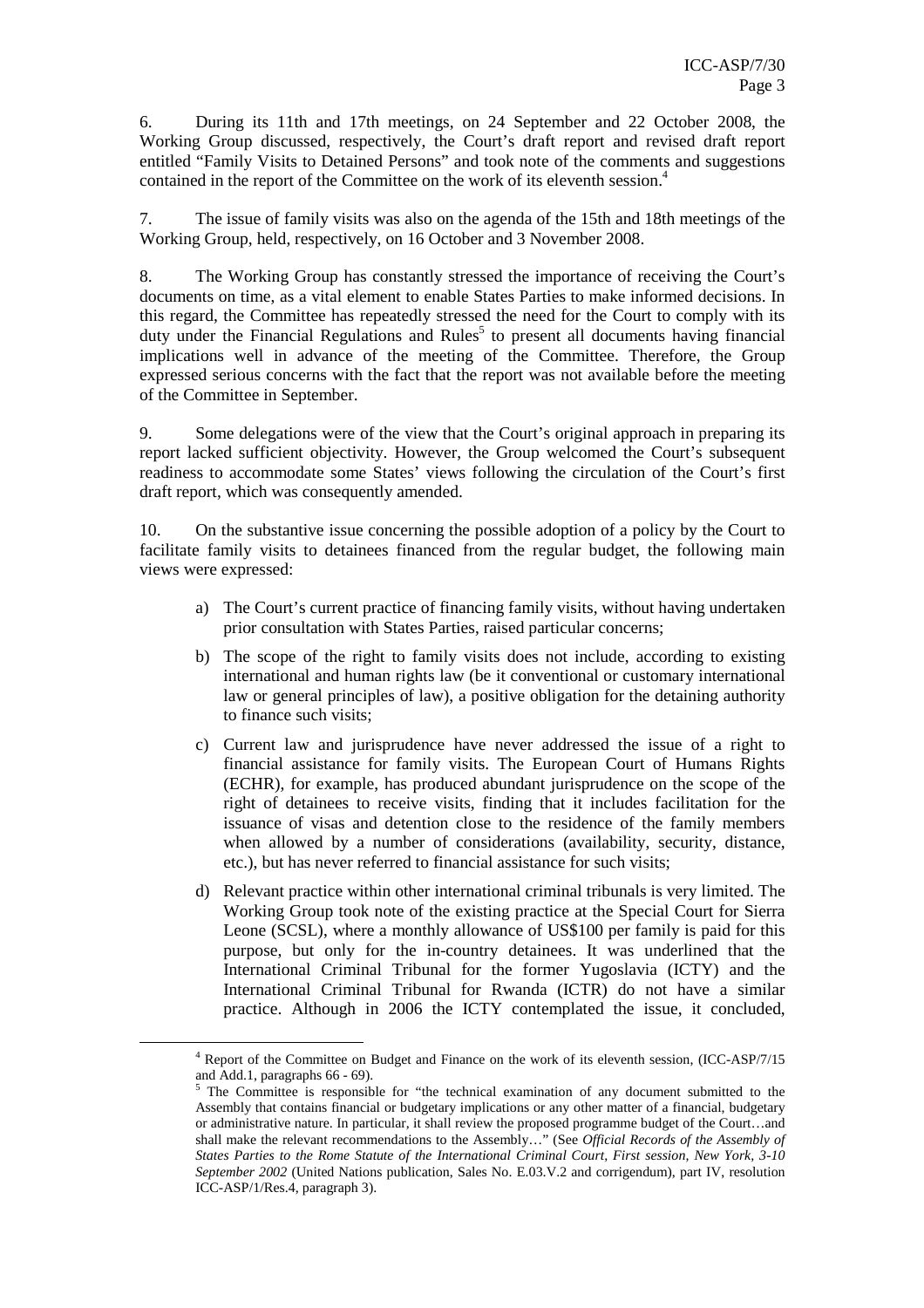6. During its 11th and 17th meetings, on 24 September and 22 October 2008, the Working Group discussed, respectively, the Court's draft report and revised draft report entitled "Family Visits to Detained Persons" and took note of the comments and suggestions contained in the report of the Committee on the work of its eleventh session.[4]

7. The issue of family visits was also on the agenda of the 15th and 18th meetings of the Working Group, held, respectively, on 16 October and 3 November 2008.

8. The Working Group has constantly stressed the importance of receiving the Court's documents on time, as a vital element to enable States Parties to make informed decisions. In this regard, the Committee has repeatedly stressed the need for the Court to comply with its duty under the Financial Regulations and Rules[5] to present all documents having financial implications well in advance of the meeting of the Committee. Therefore, the Group expressed serious concerns with the fact that the report was not available before the meeting of the Committee in September.

9. Some delegations were of the view that the Court's original approach in preparing its report lacked sufficient objectivity. However, the Group welcomed the Court's subsequent readiness to accommodate some States' views following the circulation of the Court's first draft report, which was consequently amended.

10. On the substantive issue concerning the possible adoption of a policy by the Court to facilitate family visits to detainees financed from the regular budget, the following main views were expressed:

a) The Court's current practice of financing family visits, without having undertaken prior consultation with States Parties, raised particular concerns;

b) The scope of the right to family visits does not include, according to existing international and human rights law (be it conventional or customary international law or general principles of law), a positive obligation for the detaining authority to finance such visits;

c) Current law and jurisprudence have never addressed the issue of a right to financial assistance for family visits. The European Court of Humans Rights (ECHR), for example, has produced abundant jurisprudence on the scope of the right of detainees to receive visits, finding that it includes facilitation for the issuance of visas and detention close to the residence of the family members when allowed by a number of considerations (availability, security, distance, etc.), but has never referred to financial assistance for such visits;

d) Relevant practice within other international criminal tribunals is very limited. The Working Group took note of the existing practice at the Special Court for Sierra Leone (SCSL), where a monthly allowance of US$100 per family is paid for this purpose, but only for the in-country detainees. It was underlined that the International Criminal Tribunal for the former Yugoslavia (ICTY) and the International Criminal Tribunal for Rwanda (ICTR) do not have a similar practice. Although in 2006 the ICTY contemplated the issue, it concluded,

---

[4] Report of the Committee on Budget and Finance on the work of its eleventh session, (ICC-ASP/7/15 and Add.1, paragraphs 66 - 69).

[5] The Committee is responsible for "the technical examination of any document submitted to the Assembly that contains financial or budgetary implications or any other matter of a financial, budgetary or administrative nature. In particular, it shall review the proposed programme budget of the Court…and shall make the relevant recommendations to the Assembly…" (See *Official Records of the Assembly of States Parties to the Rome Statute of the International Criminal Court, First session, New York, 3-10 September 2002* (United Nations publication, Sales No. E.03.V.2 and corrigendum), part IV, resolution ICC-ASP/1/Res.4, paragraph 3).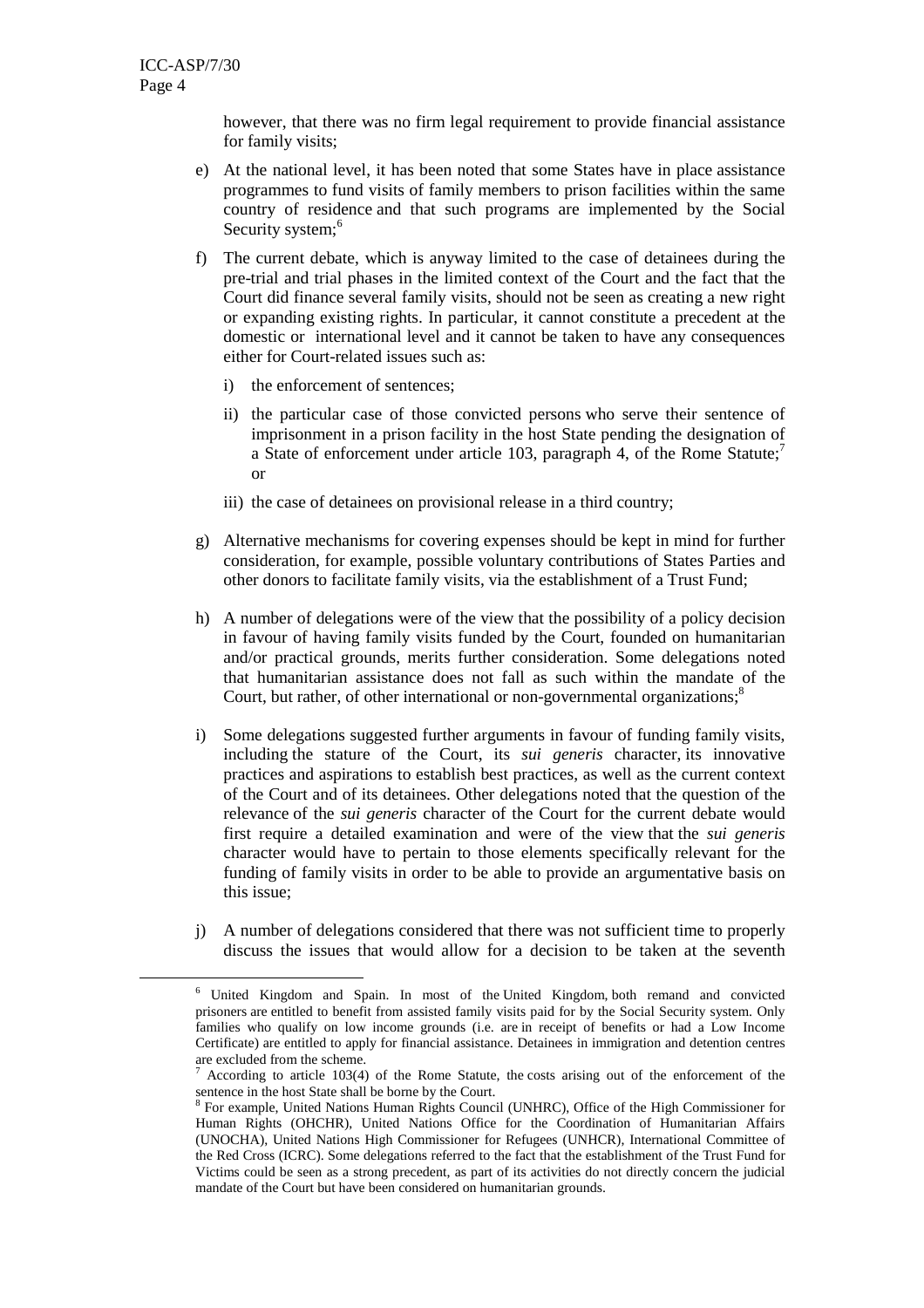however, that there was no firm legal requirement to provide financial assistance for family visits;

e) At the national level, it has been noted that some States have in place assistance programmes to fund visits of family members to prison facilities within the same country of residence and that such programs are implemented by the Social Security system;[6]

f) The current debate, which is anyway limited to the case of detainees during the pre-trial and trial phases in the limited context of the Court and the fact that the Court did finance several family visits, should not be seen as creating a new right or expanding existing rights. In particular, it cannot constitute a precedent at the domestic or international level and it cannot be taken to have any consequences either for Court-related issues such as:

   i) the enforcement of sentences;

   ii) the particular case of those convicted persons who serve their sentence of imprisonment in a prison facility in the host State pending the designation of a State of enforcement under article 103, paragraph 4, of the Rome Statute;[7] or

   iii) the case of detainees on provisional release in a third country;

g) Alternative mechanisms for covering expenses should be kept in mind for further consideration, for example, possible voluntary contributions of States Parties and other donors to facilitate family visits, via the establishment of a Trust Fund;

h) A number of delegations were of the view that the possibility of a policy decision in favour of having family visits funded by the Court, founded on humanitarian and/or practical grounds, merits further consideration. Some delegations noted that humanitarian assistance does not fall as such within the mandate of the Court, but rather, of other international or non-governmental organizations;[8]

i) Some delegations suggested further arguments in favour of funding family visits, including the stature of the Court, its *sui generis* character, its innovative practices and aspirations to establish best practices, as well as the current context of the Court and of its detainees. Other delegations noted that the question of the relevance of the *sui generis* character of the Court for the current debate would first require a detailed examination and were of the view that the *sui generis* character would have to pertain to those elements specifically relevant for the funding of family visits in order to be able to provide an argumentative basis on this issue;

j) A number of delegations considered that there was not sufficient time to properly discuss the issues that would allow for a decision to be taken at the seventh

---

[6] United Kingdom and Spain. In most of the United Kingdom, both remand and convicted prisoners are entitled to benefit from assisted family visits paid for by the Social Security system. Only families who qualify on low income grounds (i.e. are in receipt of benefits or had a Low Income Certificate) are entitled to apply for financial assistance. Detainees in immigration and detention centres are excluded from the scheme.

[7] According to article 103(4) of the Rome Statute, the costs arising out of the enforcement of the sentence in the host State shall be borne by the Court.

[8] For example, United Nations Human Rights Council (UNHRC), Office of the High Commissioner for Human Rights (OHCHR), United Nations Office for the Coordination of Humanitarian Affairs (UNOCHA), United Nations High Commissioner for Refugees (UNHCR), International Committee of the Red Cross (ICRC). Some delegations referred to the fact that the establishment of the Trust Fund for Victims could be seen as a strong precedent, as part of its activities do not directly concern the judicial mandate of the Court but have been considered on humanitarian grounds.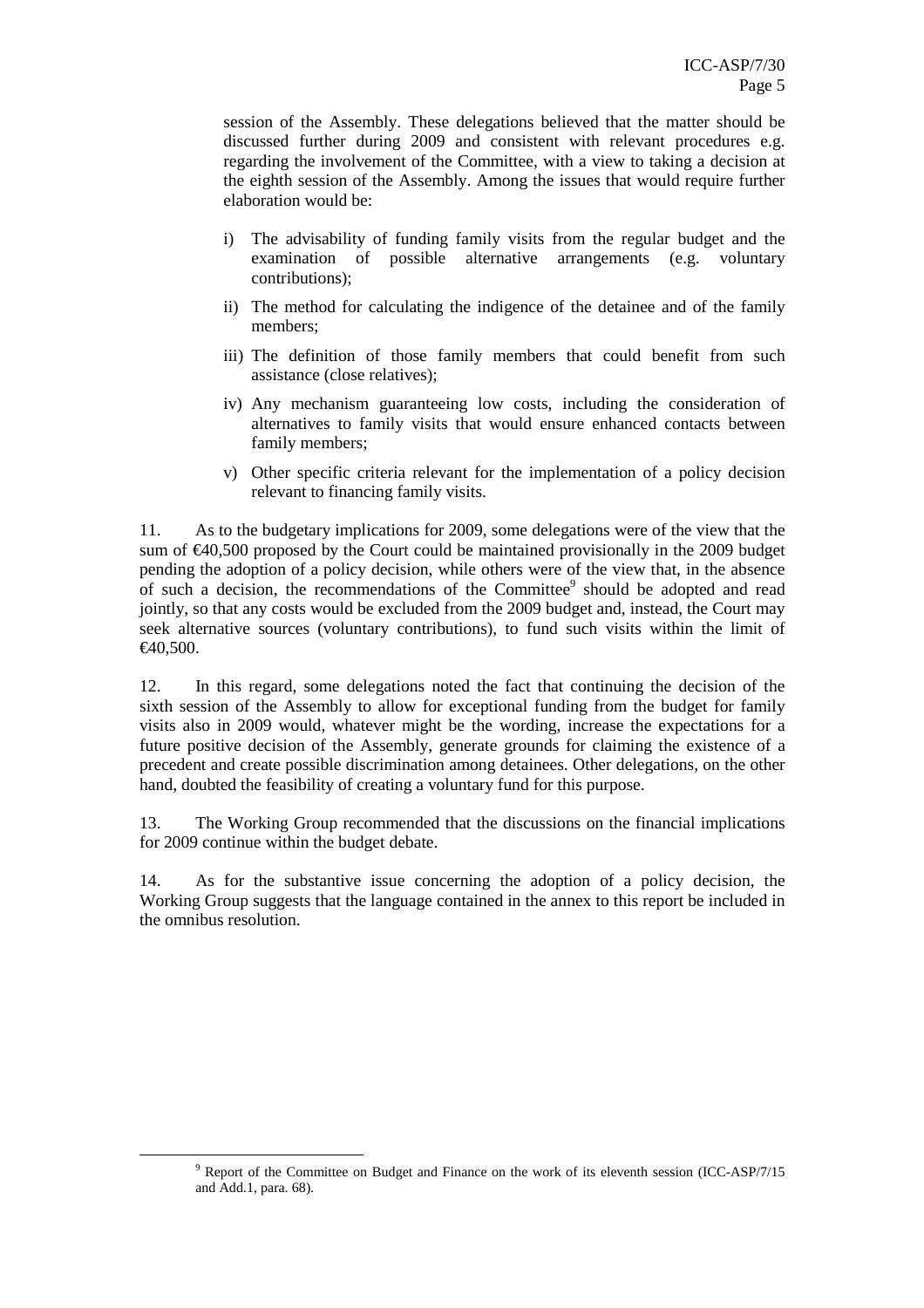session of the Assembly. These delegations believed that the matter should be discussed further during 2009 and consistent with relevant procedures e.g. regarding the involvement of the Committee, with a view to taking a decision at the eighth session of the Assembly. Among the issues that would require further elaboration would be:

i) The advisability of funding family visits from the regular budget and the examination of possible alternative arrangements (e.g. voluntary contributions);

ii) The method for calculating the indigence of the detainee and of the family members;

iii) The definition of those family members that could benefit from such assistance (close relatives);

iv) Any mechanism guaranteeing low costs, including the consideration of alternatives to family visits that would ensure enhanced contacts between family members;

v) Other specific criteria relevant for the implementation of a policy decision relevant to financing family visits.

11. As to the budgetary implications for 2009, some delegations were of the view that the sum of €40,500 proposed by the Court could be maintained provisionally in the 2009 budget pending the adoption of a policy decision, while others were of the view that, in the absence of such a decision, the recommendations of the Committee[9] should be adopted and read jointly, so that any costs would be excluded from the 2009 budget and, instead, the Court may seek alternative sources (voluntary contributions), to fund such visits within the limit of €40,500.

12. In this regard, some delegations noted the fact that continuing the decision of the sixth session of the Assembly to allow for exceptional funding from the budget for family visits also in 2009 would, whatever might be the wording, increase the expectations for a future positive decision of the Assembly, generate grounds for claiming the existence of a precedent and create possible discrimination among detainees. Other delegations, on the other hand, doubted the feasibility of creating a voluntary fund for this purpose.

13. The Working Group recommended that the discussions on the financial implications for 2009 continue within the budget debate.

14. As for the substantive issue concerning the adoption of a policy decision, the Working Group suggests that the language contained in the annex to this report be included in the omnibus resolution.

[9] Report of the Committee on Budget and Finance on the work of its eleventh session (ICC-ASP/7/15 and Add.1, para. 68).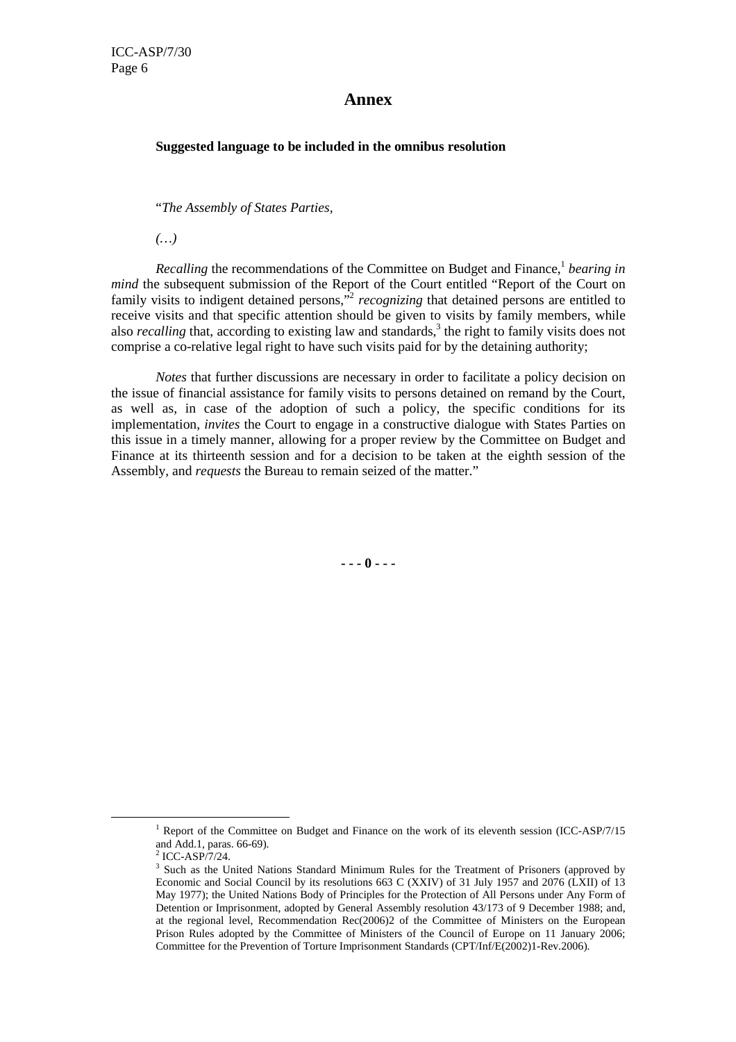# Annex

**Suggested language to be included in the omnibus resolution**

"*The Assembly of States Parties,*

*(…)*

*Recalling* the recommendations of the Committee on Budget and Finance,[1] *bearing in mind* the subsequent submission of the Report of the Court entitled "Report of the Court on family visits to indigent detained persons,"[2] *recognizing* that detained persons are entitled to receive visits and that specific attention should be given to visits by family members, while also *recalling* that, according to existing law and standards,[3] the right to family visits does not comprise a co-relative legal right to have such visits paid for by the detaining authority;

*Notes* that further discussions are necessary in order to facilitate a policy decision on the issue of financial assistance for family visits to persons detained on remand by the Court, as well as, in case of the adoption of such a policy, the specific conditions for its implementation, *invites* the Court to engage in a constructive dialogue with States Parties on this issue in a timely manner, allowing for a proper review by the Committee on Budget and Finance at its thirteenth session and for a decision to be taken at the eighth session of the Assembly, and *requests* the Bureau to remain seized of the matter."

\- - - 0 - - -

[1] Report of the Committee on Budget and Finance on the work of its eleventh session (ICC-ASP/7/15 and Add.1, paras. 66-69).

[2] ICC-ASP/7/24.

[3] Such as the United Nations Standard Minimum Rules for the Treatment of Prisoners (approved by Economic and Social Council by its resolutions 663 C (XXIV) of 31 July 1957 and 2076 (LXII) of 13 May 1977); the United Nations Body of Principles for the Protection of All Persons under Any Form of Detention or Imprisonment, adopted by General Assembly resolution 43/173 of 9 December 1988; and, at the regional level, Recommendation Rec(2006)2 of the Committee of Ministers on the European Prison Rules adopted by the Committee of Ministers of the Council of Europe on 11 January 2006; Committee for the Prevention of Torture Imprisonment Standards (CPT/Inf/E(2002)1-Rev.2006).